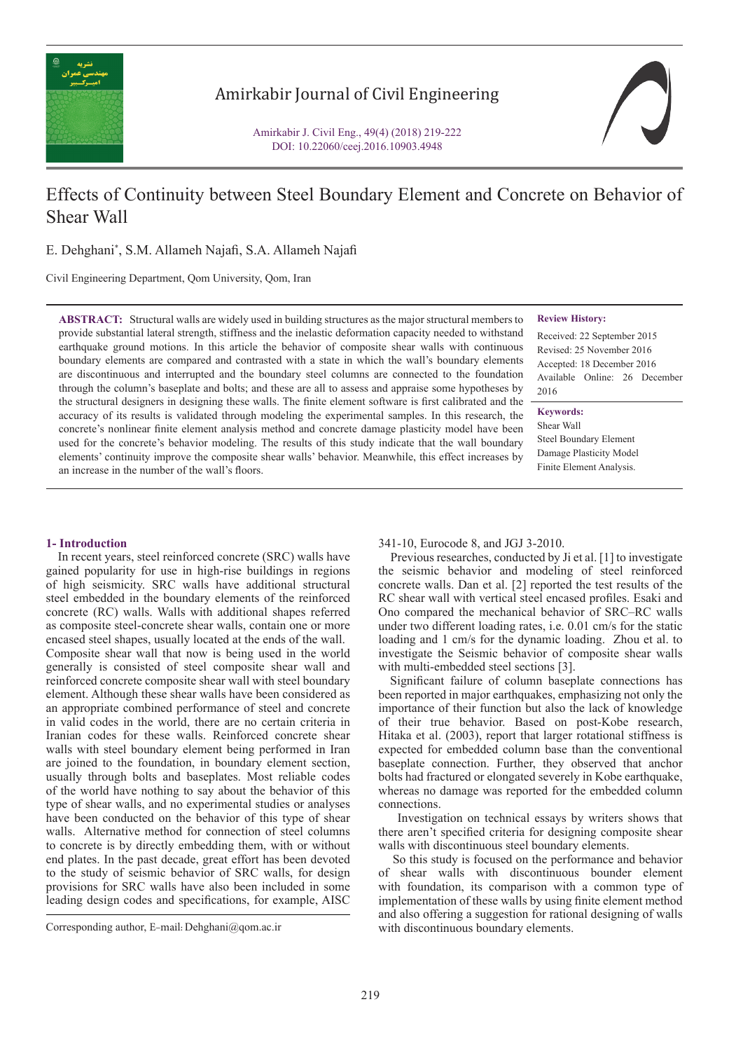# Effects of Continuity between Steel Boundary Element and Concrete on Behavior of Shear Wall

E. Dehghani*, S.M. Allameh Najafi, S.A. Allameh Najafi

Civil Engineering Department, Qom University, Qom, Iran

**ABSTRACT:** Structural walls are widely used in building structures as the major structural members to provide substantial lateral strength, stiffness and the inelastic deformation capacity needed to withstand earthquake ground motions. In this article the behavior of composite shear walls with continuous boundary elements are compared and contrasted with a state in which the wall's boundary elements are discontinuous and interrupted and the boundary steel columns are connected to the foundation through the column's baseplate and bolts; and these are all to assess and appraise some hypotheses by the structural designers in designing these walls. The finite element software is first calibrated and the accuracy of its results is validated through modeling the experimental samples. In this research, the concrete's nonlinear finite element analysis method and concrete damage plasticity model have been used for the concrete's behavior modeling. The results of this study indicate that the wall boundary elements' continuity improve the composite shear walls' behavior. Meanwhile, this effect increases by an increase in the number of the wall's floors.

**Review History:**

Received: 22 September 2015
Revised: 25 November 2016
Accepted: 18 December 2016
Available Online: 26 December 2016

**Keywords:**

Shear Wall
Steel Boundary Element
Damage Plasticity Model
Finite Element Analysis.

## 1- Introduction

In recent years, steel reinforced concrete (SRC) walls have gained popularity for use in high-rise buildings in regions of high seismicity. SRC walls have additional structural steel embedded in the boundary elements of the reinforced concrete (RC) walls. Walls with additional shapes referred as composite steel-concrete shear walls, contain one or more encased steel shapes, usually located at the ends of the wall. Composite shear wall that now is being used in the world generally is consisted of steel composite shear wall and reinforced concrete composite shear wall with steel boundary element. Although these shear walls have been considered as an appropriate combined performance of steel and concrete in valid codes in the world, there are no certain criteria in Iranian codes for these walls. Reinforced concrete shear walls with steel boundary element being performed in Iran are joined to the foundation, in boundary element section, usually through bolts and baseplates. Most reliable codes of the world have nothing to say about the behavior of this type of shear walls, and no experimental studies or analyses have been conducted on the behavior of this type of shear walls. Alternative method for connection of steel columns to concrete is by directly embedding them, with or without end plates. In the past decade, great effort has been devoted to the study of seismic behavior of SRC walls, for design provisions for SRC walls have also been included in some leading design codes and specifications, for example, AISC 341-10, Eurocode 8, and JGJ 3-2010.

Previous researches, conducted by Ji et al. [1] to investigate the seismic behavior and modeling of steel reinforced concrete walls. Dan et al. [2] reported the test results of the RC shear wall with vertical steel encased profiles. Esaki and Ono compared the mechanical behavior of SRC–RC walls under two different loading rates, i.e. 0.01 cm/s for the static loading and 1 cm/s for the dynamic loading. Zhou et al. to investigate the Seismic behavior of composite shear walls with multi-embedded steel sections [3].

Significant failure of column baseplate connections has been reported in major earthquakes, emphasizing not only the importance of their function but also the lack of knowledge of their true behavior. Based on post-Kobe research, Hitaka et al. (2003), report that larger rotational stiffness is expected for embedded column base than the conventional baseplate connection. Further, they observed that anchor bolts had fractured or elongated severely in Kobe earthquake, whereas no damage was reported for the embedded column connections.

Investigation on technical essays by writers shows that there aren't specified criteria for designing composite shear walls with discontinuous steel boundary elements.

So this study is focused on the performance and behavior of shear walls with discontinuous bounder element with foundation, its comparison with a common type of implementation of these walls by using finite element method and also offering a suggestion for rational designing of walls with discontinuous boundary elements.

Corresponding author, E-mail: Dehghani@qom.ac.ir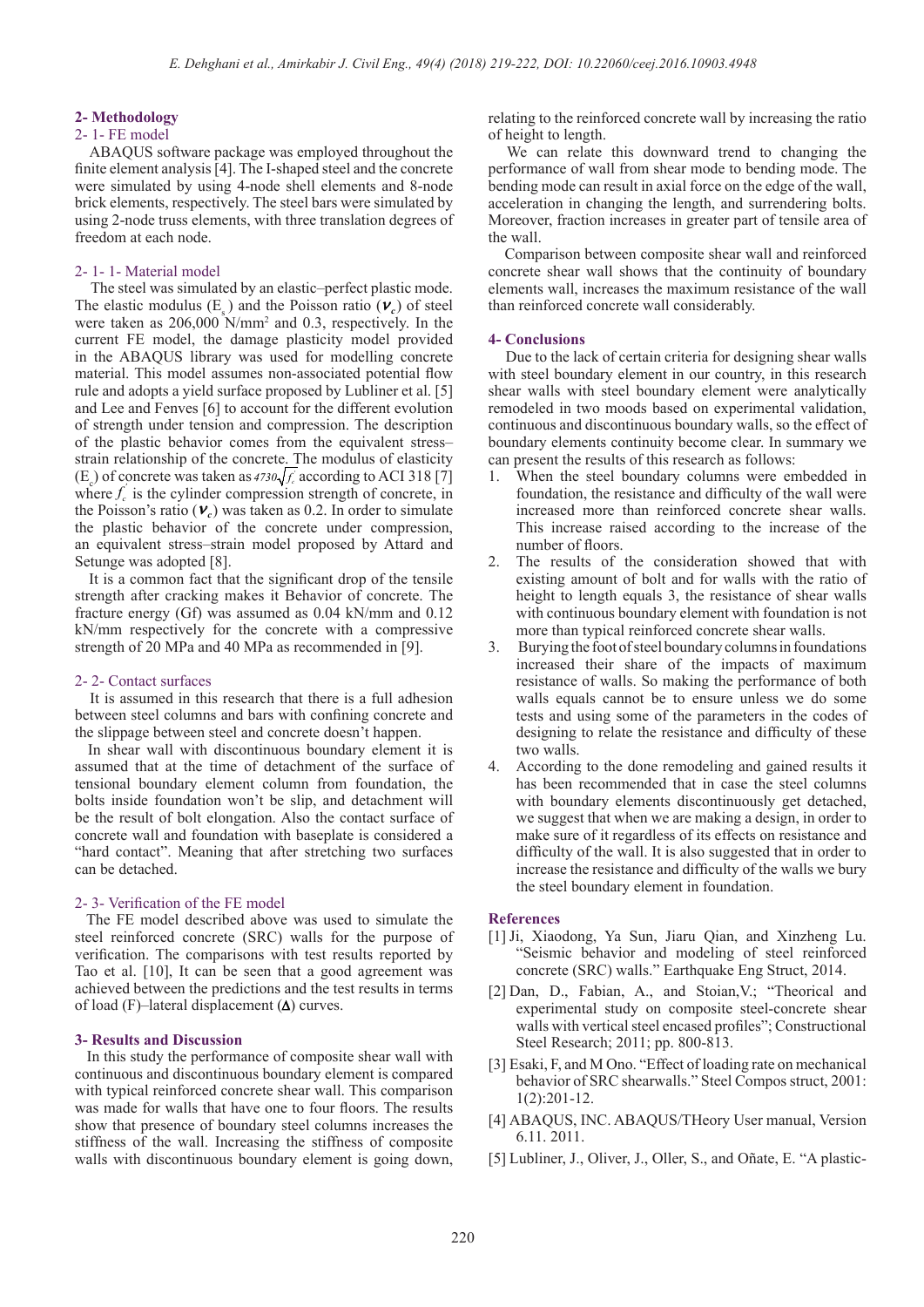## 2- Methodology

### 2- 1- FE model

ABAQUS software package was employed throughout the finite element analysis [4]. The I-shaped steel and the concrete were simulated by using 4-node shell elements and 8-node brick elements, respectively. The steel bars were simulated by using 2-node truss elements, with three translation degrees of freedom at each node.

#### 2- 1- 1- Material model

The steel was simulated by an elastic–perfect plastic mode. The elastic modulus ($E_s$) and the Poisson ratio ($\nu_c$) of steel were taken as 206,000 N/mm$^2$ and 0.3, respectively. In the current FE model, the damage plasticity model provided in the ABAQUS library was used for modelling concrete material. This model assumes non-associated potential flow rule and adopts a yield surface proposed by Lubliner et al. [5] and Lee and Fenves [6] to account for the different evolution of strength under tension and compression. The description of the plastic behavior comes from the equivalent stress–strain relationship of the concrete. The modulus of elasticity ($E_c$) of concrete was taken as $4730\sqrt{f_c'}$ according to ACI 318 [7] where $f_c'$ is the cylinder compression strength of concrete, in the Poisson's ratio ($\nu_c$) was taken as 0.2. In order to simulate the plastic behavior of the concrete under compression, an equivalent stress–strain model proposed by Attard and Setunge was adopted [8].

It is a common fact that the significant drop of the tensile strength after cracking makes it Behavior of concrete. The fracture energy (Gf) was assumed as 0.04 kN/mm and 0.12 kN/mm respectively for the concrete with a compressive strength of 20 MPa and 40 MPa as recommended in [9].

### 2- 2- Contact surfaces

It is assumed in this research that there is a full adhesion between steel columns and bars with confining concrete and the slippage between steel and concrete doesn't happen.

In shear wall with discontinuous boundary element it is assumed that at the time of detachment of the surface of tensional boundary element column from foundation, the bolts inside foundation won't be slip, and detachment will be the result of bolt elongation. Also the contact surface of concrete wall and foundation with baseplate is considered a "hard contact". Meaning that after stretching two surfaces can be detached.

### 2- 3- Verification of the FE model

The FE model described above was used to simulate the steel reinforced concrete (SRC) walls for the purpose of verification. The comparisons with test results reported by Tao et al. [10], It can be seen that a good agreement was achieved between the predictions and the test results in terms of load (F)–lateral displacement ($\Delta$) curves.

## 3- Results and Discussion

In this study the performance of composite shear wall with continuous and discontinuous boundary element is compared with typical reinforced concrete shear wall. This comparison was made for walls that have one to four floors. The results show that presence of boundary steel columns increases the stiffness of the wall. Increasing the stiffness of composite walls with discontinuous boundary element is going down, relating to the reinforced concrete wall by increasing the ratio of height to length.

We can relate this downward trend to changing the performance of wall from shear mode to bending mode. The bending mode can result in axial force on the edge of the wall, acceleration in changing the length, and surrendering bolts. Moreover, fraction increases in greater part of tensile area of the wall.

Comparison between composite shear wall and reinforced concrete shear wall shows that the continuity of boundary elements wall, increases the maximum resistance of the wall than reinforced concrete wall considerably.

## 4- Conclusions

Due to the lack of certain criteria for designing shear walls with steel boundary element in our country, in this research shear walls with steel boundary element were analytically remodeled in two moods based on experimental validation, continuous and discontinuous boundary walls, so the effect of boundary elements continuity become clear. In summary we can present the results of this research as follows:

1. When the steel boundary columns were embedded in foundation, the resistance and difficulty of the wall were increased more than reinforced concrete shear walls. This increase raised according to the increase of the number of floors.
2. The results of the consideration showed that with existing amount of bolt and for walls with the ratio of height to length equals 3, the resistance of shear walls with continuous boundary element with foundation is not more than typical reinforced concrete shear walls.
3. Burying the foot of steel boundary columns in foundations increased their share of the impacts of maximum resistance of walls. So making the performance of both walls equals cannot be to ensure unless we do some tests and using some of the parameters in the codes of designing to relate the resistance and difficulty of these two walls.
4. According to the done remodeling and gained results it has been recommended that in case the steel columns with boundary elements discontinuously get detached, we suggest that when we are making a design, in order to make sure of it regardless of its effects on resistance and difficulty of the wall. It is also suggested that in order to increase the resistance and difficulty of the walls we bury the steel boundary element in foundation.

## References

[1] Ji, Xiaodong, Ya Sun, Jiaru Qian, and Xinzheng Lu. "Seismic behavior and modeling of steel reinforced concrete (SRC) walls." Earthquake Eng Struct, 2014.

[2] Dan, D., Fabian, A., and Stoian,V.; "Theorical and experimental study on composite steel-concrete shear walls with vertical steel encased profiles"; Constructional Steel Research; 2011; pp. 800-813.

[3] Esaki, F, and M Ono. "Effect of loading rate on mechanical behavior of SRC shearwalls." Steel Compos struct, 2001: 1(2):201-12.

[4] ABAQUS, INC. ABAQUS/THeory User manual, Version 6.11. 2011.

[5] Lubliner, J., Oliver, J., Oller, S., and Oñate, E. "A plastic-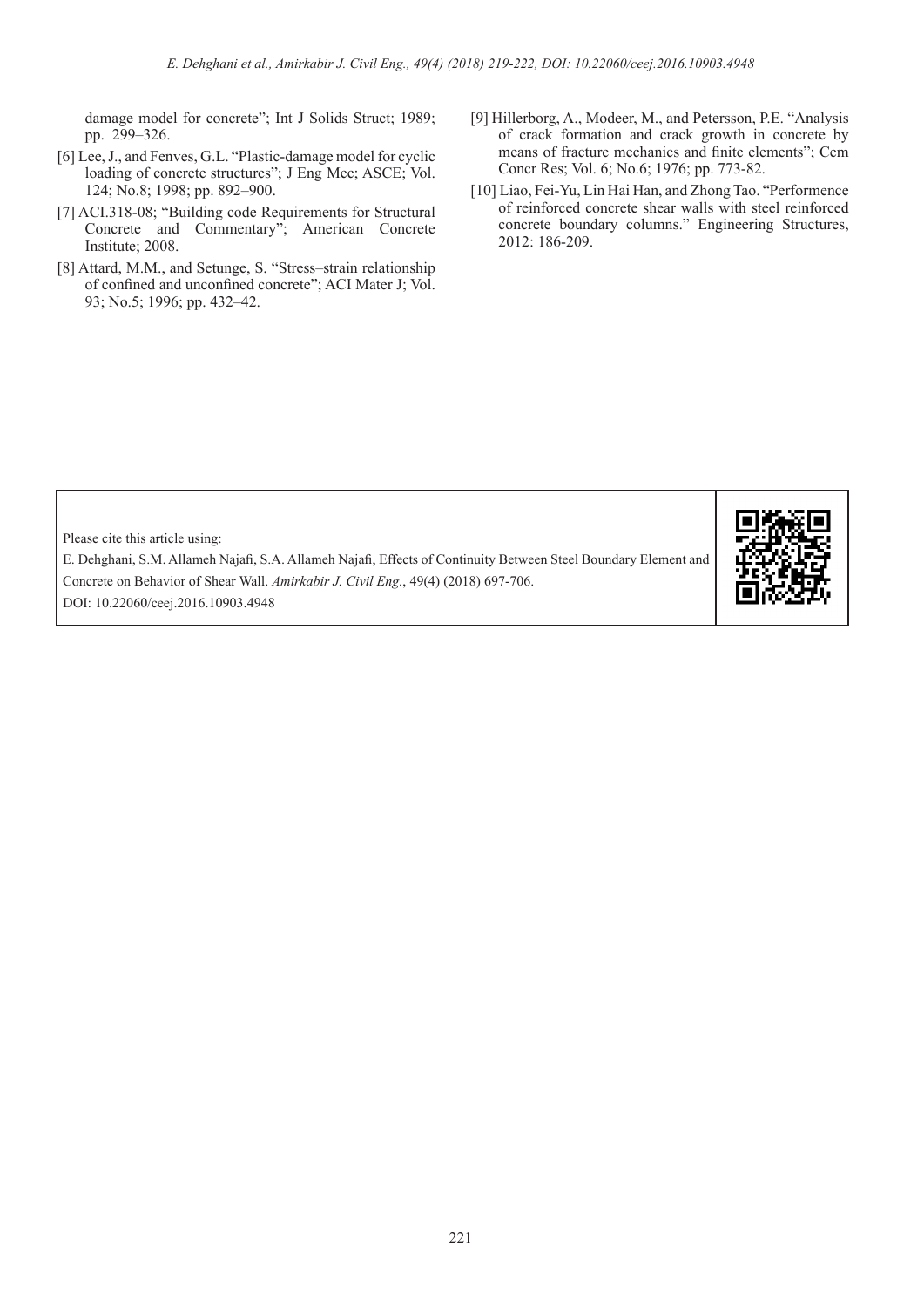damage model for concrete"; Int J Solids Struct; 1989; pp. 299–326.

[6] Lee, J., and Fenves, G.L. "Plastic-damage model for cyclic loading of concrete structures"; J Eng Mec; ASCE; Vol. 124; No.8; 1998; pp. 892–900.

[7] ACI.318-08; "Building code Requirements for Structural Concrete and Commentary"; American Concrete Institute; 2008.

[8] Attard, M.M., and Setunge, S. "Stress–strain relationship of confined and unconfined concrete"; ACI Mater J; Vol. 93; No.5; 1996; pp. 432–42.

[9] Hillerborg, A., Modeer, M., and Petersson, P.E. "Analysis of crack formation and crack growth in concrete by means of fracture mechanics and finite elements"; Cem Concr Res; Vol. 6; No.6; 1976; pp. 773-82.

[10] Liao, Fei-Yu, Lin Hai Han, and Zhong Tao. "Performence of reinforced concrete shear walls with steel reinforced concrete boundary columns." Engineering Structures, 2012: 186-209.

Please cite this article using:

E. Dehghani, S.M. Allameh Najafi, S.A. Allameh Najafi, Effects of Continuity Between Steel Boundary Element and Concrete on Behavior of Shear Wall. *Amirkabir J. Civil Eng.*, 49(4) (2018) 697-706.

DOI: 10.22060/ceej.2016.10903.4948